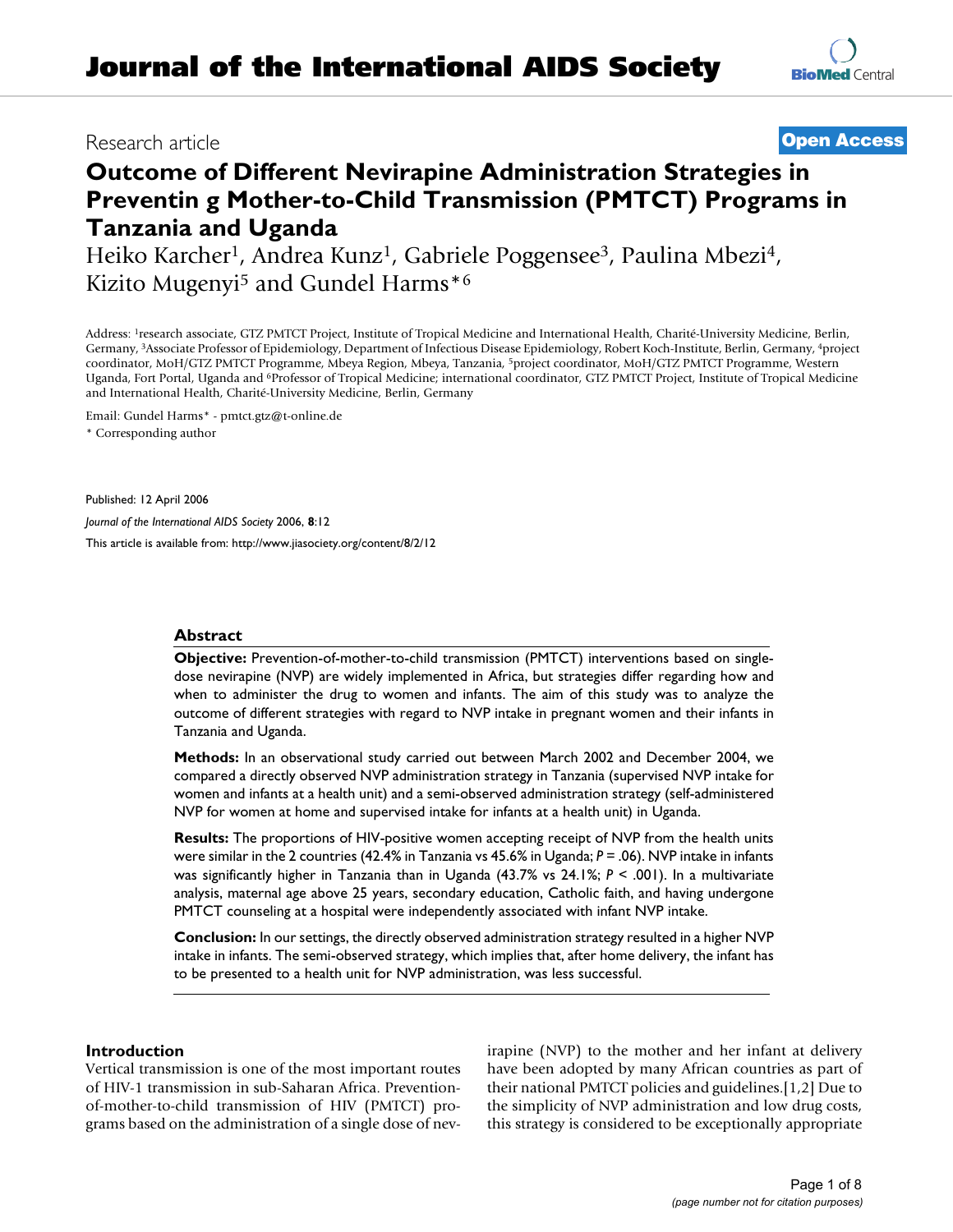Research article **Open Access**

# Outcome of Different Nevirapine Administration Strategies in Preventin g Mother-to-Child Transmission (PMTCT) Programs in Tanzania and Uganda

Heiko Karcher[1], Andrea Kunz[1], Gabriele Poggensee[3], Paulina Mbezi[4], Kizito Mugenyi[5] and Gundel Harms*[6]

Address: [1]research associate, GTZ PMTCT Project, Institute of Tropical Medicine and International Health, Charité-University Medicine, Berlin, Germany, [3]Associate Professor of Epidemiology, Department of Infectious Disease Epidemiology, Robert Koch-Institute, Berlin, Germany, [4]project coordinator, MoH/GTZ PMTCT Programme, Mbeya Region, Mbeya, Tanzania, [5]project coordinator, MoH/GTZ PMTCT Programme, Western Uganda, Fort Portal, Uganda and [6]Professor of Tropical Medicine; international coordinator, GTZ PMTCT Project, Institute of Tropical Medicine and International Health, Charité-University Medicine, Berlin, Germany

Email: Gundel Harms* - pmtct.gtz@t-online.de

* Corresponding author

Published: 12 April 2006

*Journal of the International AIDS Society* 2006, **8**:12

This article is available from: http://www.jiasociety.org/content/8/2/12

## Abstract

**Objective:** Prevention-of-mother-to-child transmission (PMTCT) interventions based on single-dose nevirapine (NVP) are widely implemented in Africa, but strategies differ regarding how and when to administer the drug to women and infants. The aim of this study was to analyze the outcome of different strategies with regard to NVP intake in pregnant women and their infants in Tanzania and Uganda.

**Methods:** In an observational study carried out between March 2002 and December 2004, we compared a directly observed NVP administration strategy in Tanzania (supervised NVP intake for women and infants at a health unit) and a semi-observed administration strategy (self-administered NVP for women at home and supervised intake for infants at a health unit) in Uganda.

**Results:** The proportions of HIV-positive women accepting receipt of NVP from the health units were similar in the 2 countries (42.4% in Tanzania vs 45.6% in Uganda; $P = .06$). NVP intake in infants was significantly higher in Tanzania than in Uganda (43.7% vs 24.1%; $P < .001$). In a multivariate analysis, maternal age above 25 years, secondary education, Catholic faith, and having undergone PMTCT counseling at a hospital were independently associated with infant NVP intake.

**Conclusion:** In our settings, the directly observed administration strategy resulted in a higher NVP intake in infants. The semi-observed strategy, which implies that, after home delivery, the infant has to be presented to a health unit for NVP administration, was less successful.

## Introduction

Vertical transmission is one of the most important routes of HIV-1 transmission in sub-Saharan Africa. Prevention-of-mother-to-child transmission of HIV (PMTCT) programs based on the administration of a single dose of nevirapine (NVP) to the mother and her infant at delivery have been adopted by many African countries as part of their national PMTCT policies and guidelines.[1,2] Due to the simplicity of NVP administration and low drug costs, this strategy is considered to be exceptionally appropriate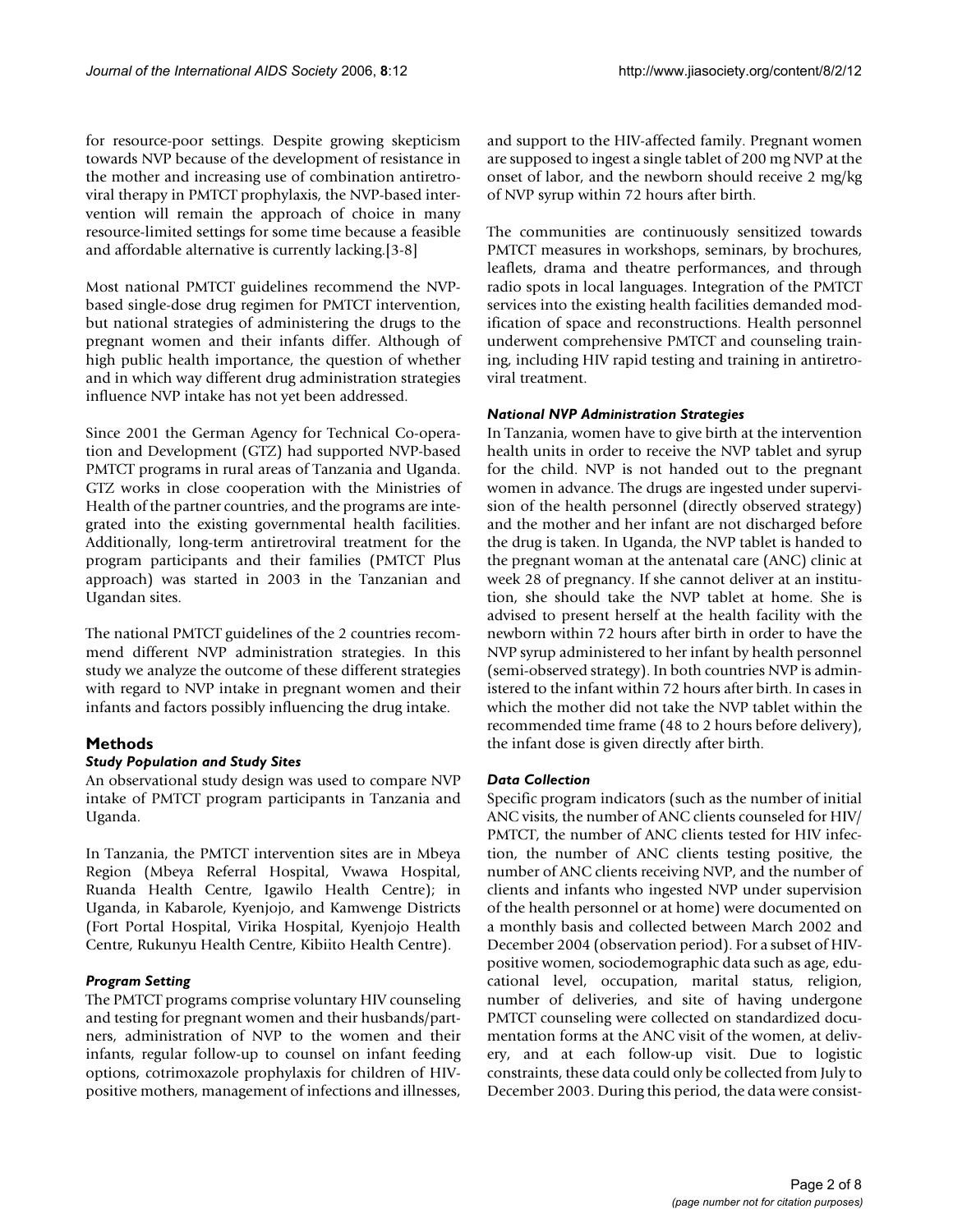for resource-poor settings. Despite growing skepticism towards NVP because of the development of resistance in the mother and increasing use of combination antiretroviral therapy in PMTCT prophylaxis, the NVP-based intervention will remain the approach of choice in many resource-limited settings for some time because a feasible and affordable alternative is currently lacking.[3-8]

Most national PMTCT guidelines recommend the NVP-based single-dose drug regimen for PMTCT intervention, but national strategies of administering the drugs to the pregnant women and their infants differ. Although of high public health importance, the question of whether and in which way different drug administration strategies influence NVP intake has not yet been addressed.

Since 2001 the German Agency for Technical Co-operation and Development (GTZ) had supported NVP-based PMTCT programs in rural areas of Tanzania and Uganda. GTZ works in close cooperation with the Ministries of Health of the partner countries, and the programs are integrated into the existing governmental health facilities. Additionally, long-term antiretroviral treatment for the program participants and their families (PMTCT Plus approach) was started in 2003 in the Tanzanian and Ugandan sites.

The national PMTCT guidelines of the 2 countries recommend different NVP administration strategies. In this study we analyze the outcome of these different strategies with regard to NVP intake in pregnant women and their infants and factors possibly influencing the drug intake.

## Methods

### *Study Population and Study Sites*

An observational study design was used to compare NVP intake of PMTCT program participants in Tanzania and Uganda.

In Tanzania, the PMTCT intervention sites are in Mbeya Region (Mbeya Referral Hospital, Vwawa Hospital, Ruanda Health Centre, Igawilo Health Centre); in Uganda, in Kabarole, Kyenjojo, and Kamwenge Districts (Fort Portal Hospital, Virika Hospital, Kyenjojo Health Centre, Rukunyu Health Centre, Kibiito Health Centre).

### *Program Setting*

The PMTCT programs comprise voluntary HIV counseling and testing for pregnant women and their husbands/partners, administration of NVP to the women and their infants, regular follow-up to counsel on infant feeding options, cotrimoxazole prophylaxis for children of HIV-positive mothers, management of infections and illnesses, and support to the HIV-affected family. Pregnant women are supposed to ingest a single tablet of 200 mg NVP at the onset of labor, and the newborn should receive 2 mg/kg of NVP syrup within 72 hours after birth.

The communities are continuously sensitized towards PMTCT measures in workshops, seminars, by brochures, leaflets, drama and theatre performances, and through radio spots in local languages. Integration of the PMTCT services into the existing health facilities demanded modification of space and reconstructions. Health personnel underwent comprehensive PMTCT and counseling training, including HIV rapid testing and training in antiretroviral treatment.

### *National NVP Administration Strategies*

In Tanzania, women have to give birth at the intervention health units in order to receive the NVP tablet and syrup for the child. NVP is not handed out to the pregnant women in advance. The drugs are ingested under supervision of the health personnel (directly observed strategy) and the mother and her infant are not discharged before the drug is taken. In Uganda, the NVP tablet is handed to the pregnant woman at the antenatal care (ANC) clinic at week 28 of pregnancy. If she cannot deliver at an institution, she should take the NVP tablet at home. She is advised to present herself at the health facility with the newborn within 72 hours after birth in order to have the NVP syrup administered to her infant by health personnel (semi-observed strategy). In both countries NVP is administered to the infant within 72 hours after birth. In cases in which the mother did not take the NVP tablet within the recommended time frame (48 to 2 hours before delivery), the infant dose is given directly after birth.

### *Data Collection*

Specific program indicators (such as the number of initial ANC visits, the number of ANC clients counseled for HIV/PMTCT, the number of ANC clients tested for HIV infection, the number of ANC clients testing positive, the number of ANC clients receiving NVP, and the number of clients and infants who ingested NVP under supervision of the health personnel or at home) were documented on a monthly basis and collected between March 2002 and December 2004 (observation period). For a subset of HIV-positive women, sociodemographic data such as age, educational level, occupation, marital status, religion, number of deliveries, and site of having undergone PMTCT counseling were collected on standardized documentation forms at the ANC visit of the women, at delivery, and at each follow-up visit. Due to logistic constraints, these data could only be collected from July to December 2003. During this period, the data were consist-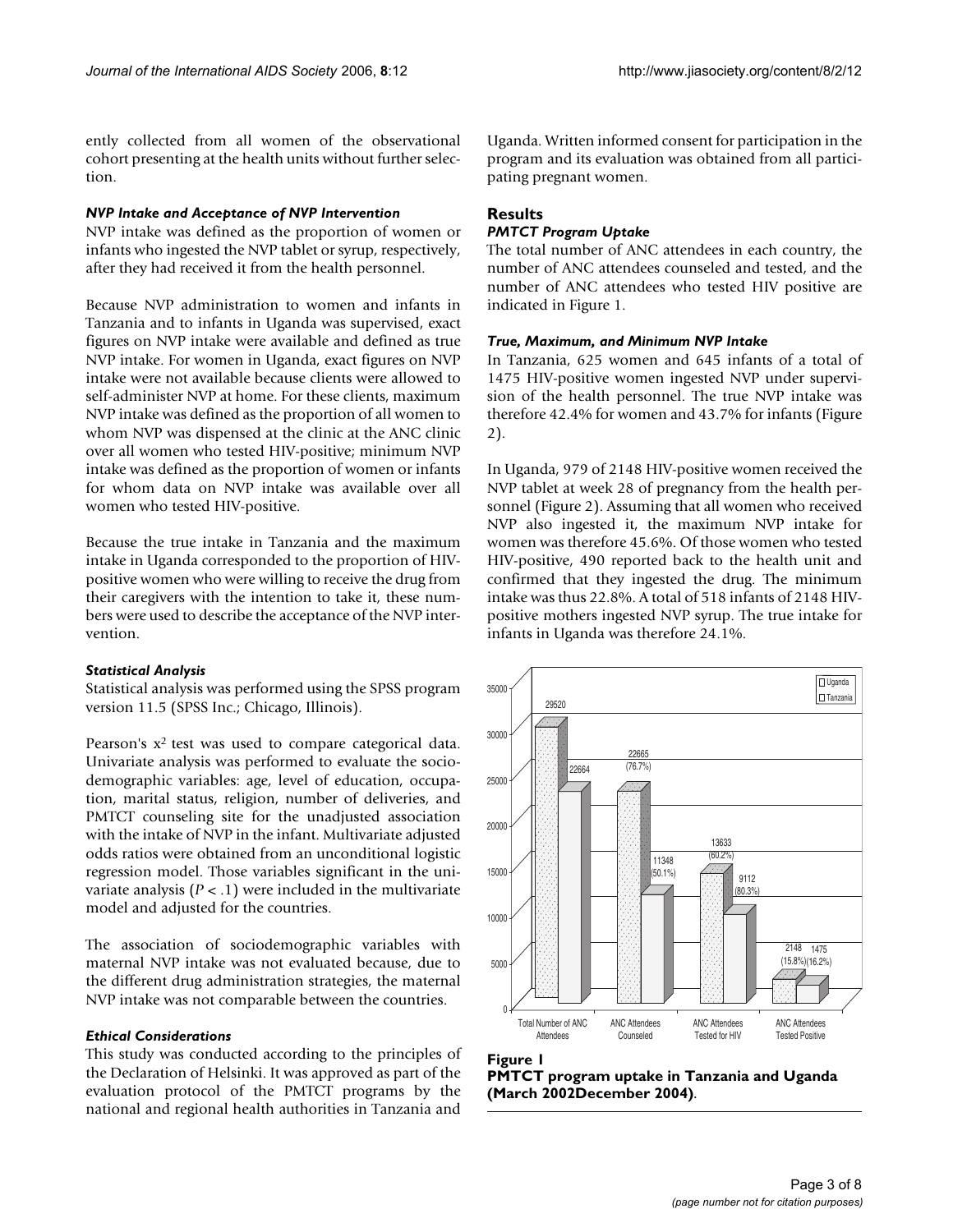ently collected from all women of the observational cohort presenting at the health units without further selection.

### *NVP Intake and Acceptance of NVP Intervention*

NVP intake was defined as the proportion of women or infants who ingested the NVP tablet or syrup, respectively, after they had received it from the health personnel.

Because NVP administration to women and infants in Tanzania and to infants in Uganda was supervised, exact figures on NVP intake were available and defined as true NVP intake. For women in Uganda, exact figures on NVP intake were not available because clients were allowed to self-administer NVP at home. For these clients, maximum NVP intake was defined as the proportion of all women to whom NVP was dispensed at the clinic at the ANC clinic over all women who tested HIV-positive; minimum NVP intake was defined as the proportion of women or infants for whom data on NVP intake was available over all women who tested HIV-positive.

Because the true intake in Tanzania and the maximum intake in Uganda corresponded to the proportion of HIV-positive women who were willing to receive the drug from their caregivers with the intention to take it, these numbers were used to describe the acceptance of the NVP intervention.

### *Statistical Analysis*

Statistical analysis was performed using the SPSS program version 11.5 (SPSS Inc.; Chicago, Illinois).

Pearson's $x^2$ test was used to compare categorical data. Univariate analysis was performed to evaluate the sociodemographic variables: age, level of education, occupation, marital status, religion, number of deliveries, and PMTCT counseling site for the unadjusted association with the intake of NVP in the infant. Multivariate adjusted odds ratios were obtained from an unconditional logistic regression model. Those variables significant in the univariate analysis ($P < .1$) were included in the multivariate model and adjusted for the countries.

The association of sociodemographic variables with maternal NVP intake was not evaluated because, due to the different drug administration strategies, the maternal NVP intake was not comparable between the countries.

### *Ethical Considerations*

This study was conducted according to the principles of the Declaration of Helsinki. It was approved as part of the evaluation protocol of the PMTCT programs by the national and regional health authorities in Tanzania and Uganda. Written informed consent for participation in the program and its evaluation was obtained from all participating pregnant women.

## Results

### *PMTCT Program Uptake*

The total number of ANC attendees in each country, the number of ANC attendees counseled and tested, and the number of ANC attendees who tested HIV positive are indicated in Figure 1.

### *True, Maximum, and Minimum NVP Intake*

In Tanzania, 625 women and 645 infants of a total of 1475 HIV-positive women ingested NVP under supervision of the health personnel. The true NVP intake was therefore 42.4% for women and 43.7% for infants (Figure 2).

In Uganda, 979 of 2148 HIV-positive women received the NVP tablet at week 28 of pregnancy from the health personnel (Figure 2). Assuming that all women who received NVP also ingested it, the maximum NVP intake for women was therefore 45.6%. Of those women who tested HIV-positive, 490 reported back to the health unit and confirmed that they ingested the drug. The minimum intake was thus 22.8%. A total of 518 infants of 2148 HIV-positive mothers ingested NVP syrup. The true intake for infants in Uganda was therefore 24.1%.

Uganda
Tanzania
35000
30000
25000
20000
15000
10000
5000
0
29520
22664
22665
(76.7%)
11348
(50.1%)
13633
(60.2%)
9112
(80.3%)
2148
(15.8%)
1475
(16.2%)
Total Number of ANC Attendees
ANC Attendees Counseled
ANC Attendees Tested for HIV
ANC Attendees Tested Positive

**Figure 1**
**PMTCT program uptake in Tanzania and Uganda (March 2002December 2004)**.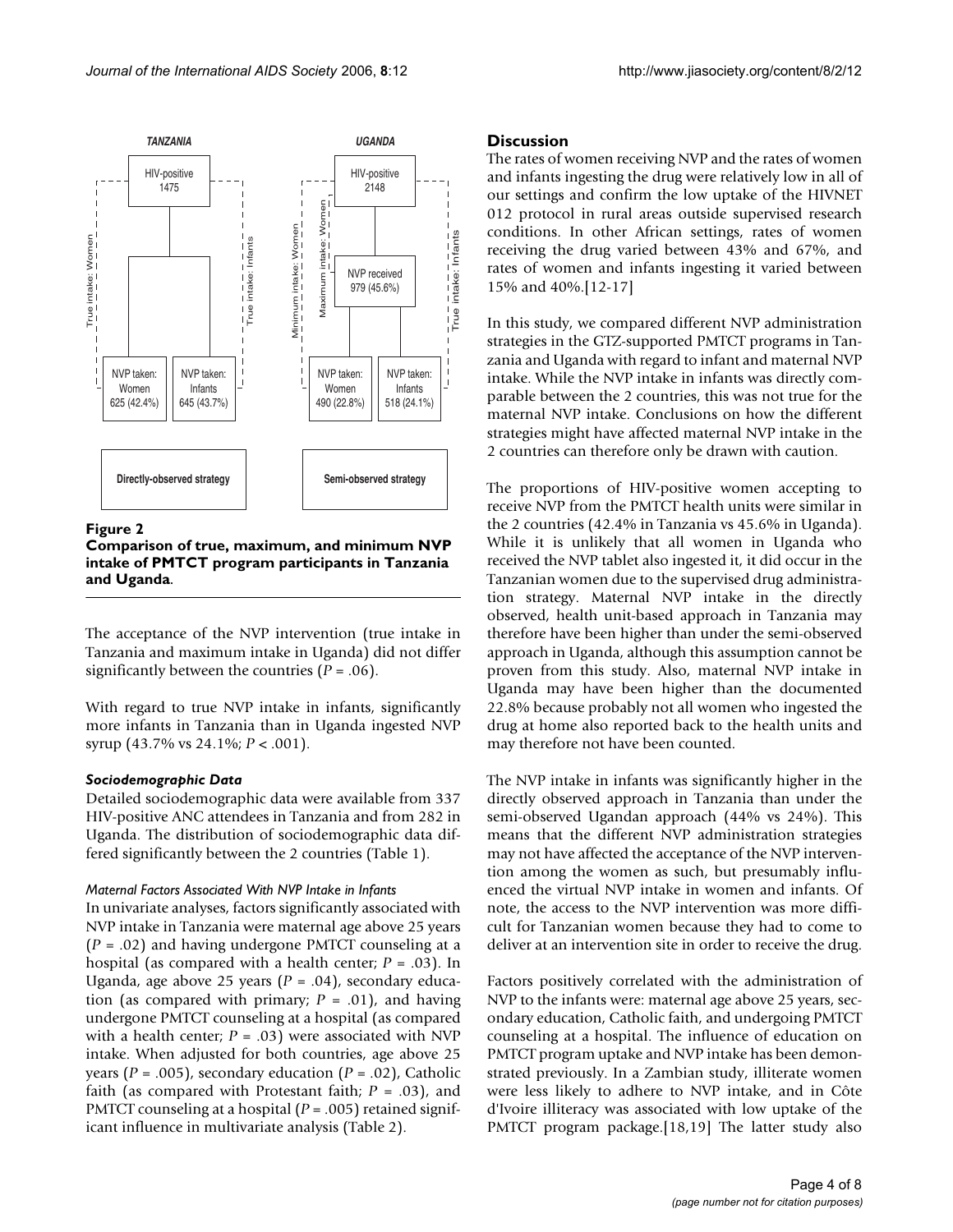**Figure 2**

**Comparison of true, maximum, and minimum NVP intake of PMTCT program participants in Tanzania and Uganda**.

The acceptance of the NVP intervention (true intake in Tanzania and maximum intake in Uganda) did not differ significantly between the countries ($P = .06$).

With regard to true NVP intake in infants, significantly more infants in Tanzania than in Uganda ingested NVP syrup (43.7% vs 24.1%; $P < .001$).

### *Sociodemographic Data*

Detailed sociodemographic data were available from 337 HIV-positive ANC attendees in Tanzania and from 282 in Uganda. The distribution of sociodemographic data differed significantly between the 2 countries (Table 1).

#### *Maternal Factors Associated With NVP Intake in Infants*

In univariate analyses, factors significantly associated with NVP intake in Tanzania were maternal age above 25 years ($P = .02$) and having undergone PMTCT counseling at a hospital (as compared with a health center; $P = .03$). In Uganda, age above 25 years ($P = .04$), secondary education (as compared with primary; $P = .01$), and having undergone PMTCT counseling at a hospital (as compared with a health center; $P = .03$) were associated with NVP intake. When adjusted for both countries, age above 25 years ($P = .005$), secondary education ($P = .02$), Catholic faith (as compared with Protestant faith; $P = .03$), and PMTCT counseling at a hospital ($P = .005$) retained significant influence in multivariate analysis (Table 2).

## Discussion

The rates of women receiving NVP and the rates of women and infants ingesting the drug were relatively low in all of our settings and confirm the low uptake of the HIVNET 012 protocol in rural areas outside supervised research conditions. In other African settings, rates of women receiving the drug varied between 43% and 67%, and rates of women and infants ingesting it varied between 15% and 40%.[12-17]

In this study, we compared different NVP administration strategies in the GTZ-supported PMTCT programs in Tanzania and Uganda with regard to infant and maternal NVP intake. While the NVP intake in infants was directly comparable between the 2 countries, this was not true for the maternal NVP intake. Conclusions on how the different strategies might have affected maternal NVP intake in the 2 countries can therefore only be drawn with caution.

The proportions of HIV-positive women accepting to receive NVP from the PMTCT health units were similar in the 2 countries (42.4% in Tanzania vs 45.6% in Uganda). While it is unlikely that all women in Uganda who received the NVP tablet also ingested it, it did occur in the Tanzanian women due to the supervised drug administration strategy. Maternal NVP intake in the directly observed, health unit-based approach in Tanzania may therefore have been higher than under the semi-observed approach in Uganda, although this assumption cannot be proven from this study. Also, maternal NVP intake in Uganda may have been higher than the documented 22.8% because probably not all women who ingested the drug at home also reported back to the health units and may therefore not have been counted.

The NVP intake in infants was significantly higher in the directly observed approach in Tanzania than under the semi-observed Ugandan approach (44% vs 24%). This means that the different NVP administration strategies may not have affected the acceptance of the NVP intervention among the women as such, but presumably influenced the virtual NVP intake in women and infants. Of note, the access to the NVP intervention was more difficult for Tanzanian women because they had to come to deliver at an intervention site in order to receive the drug.

Factors positively correlated with the administration of NVP to the infants were: maternal age above 25 years, secondary education, Catholic faith, and undergoing PMTCT counseling at a hospital. The influence of education on PMTCT program uptake and NVP intake has been demonstrated previously. In a Zambian study, illiterate women were less likely to adhere to NVP intake, and in Côte d'Ivoire illiteracy was associated with low uptake of the PMTCT program package.[18,19] The latter study also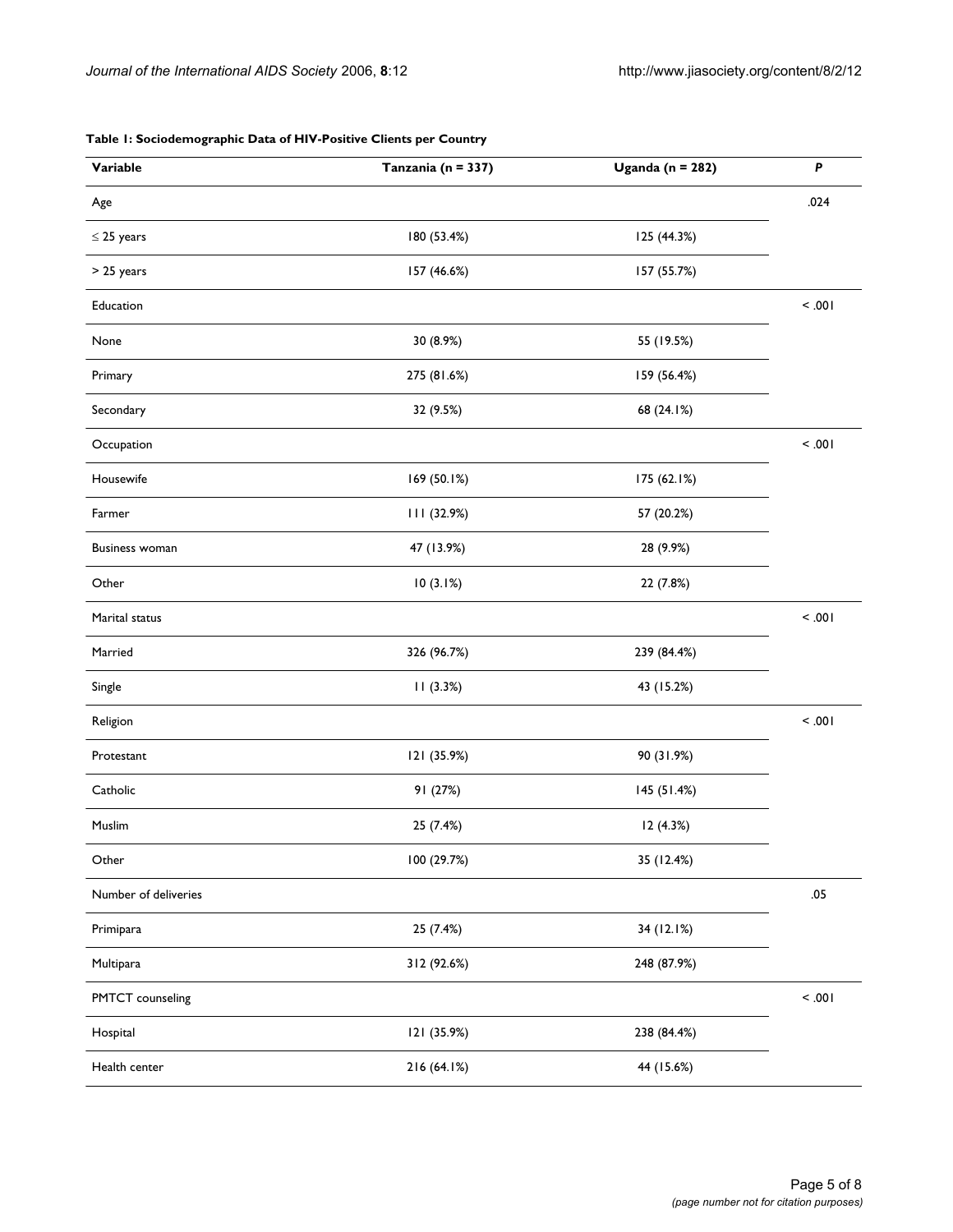**Table 1: Sociodemographic Data of HIV-Positive Clients per Country**

| Variable | Tanzania (n = 337) | Uganda (n = 282) | *P* |
|---|---|---|---|
| Age | | | .024 |
| ≤ 25 years | 180 (53.4%) | 125 (44.3%) | |
| > 25 years | 157 (46.6%) | 157 (55.7%) | |
| Education | | | < .001 |
| None | 30 (8.9%) | 55 (19.5%) | |
| Primary | 275 (81.6%) | 159 (56.4%) | |
| Secondary | 32 (9.5%) | 68 (24.1%) | |
| Occupation | | | < .001 |
| Housewife | 169 (50.1%) | 175 (62.1%) | |
| Farmer | 111 (32.9%) | 57 (20.2%) | |
| Business woman | 47 (13.9%) | 28 (9.9%) | |
| Other | 10 (3.1%) | 22 (7.8%) | |
| Marital status | | | < .001 |
| Married | 326 (96.7%) | 239 (84.4%) | |
| Single | 11 (3.3%) | 43 (15.2%) | |
| Religion | | | < .001 |
| Protestant | 121 (35.9%) | 90 (31.9%) | |
| Catholic | 91 (27%) | 145 (51.4%) | |
| Muslim | 25 (7.4%) | 12 (4.3%) | |
| Other | 100 (29.7%) | 35 (12.4%) | |
| Number of deliveries | | | .05 |
| Primipara | 25 (7.4%) | 34 (12.1%) | |
| Multipara | 312 (92.6%) | 248 (87.9%) | |
| PMTCT counseling | | | < .001 |
| Hospital | 121 (35.9%) | 238 (84.4%) | |
| Health center | 216 (64.1%) | 44 (15.6%) | |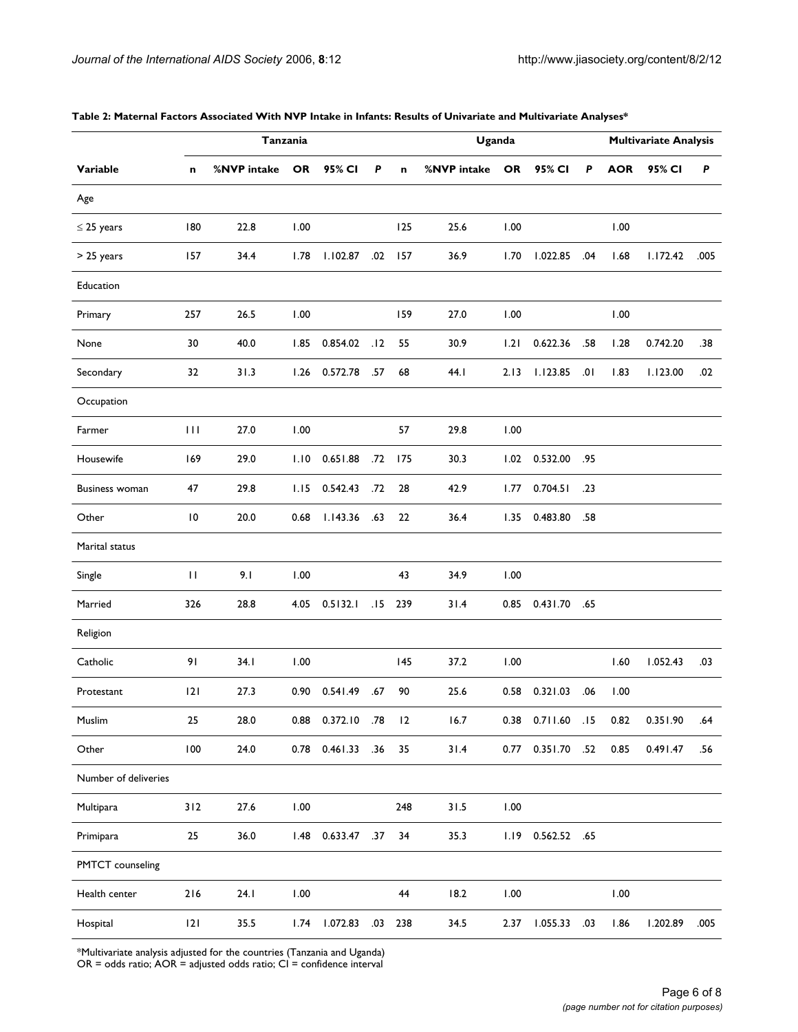**Table 2: Maternal Factors Associated With NVP Intake in Infants: Results of Univariate and Multivariate Analyses***

| | Tanzania | | | | | Uganda | | | | | Multivariate Analysis | | |
|---|---|---|---|---|---|---|---|---|---|---|---|---|---|
| **Variable** | **n** | **%NVP intake** | **OR** | **95% CI** | ***P*** | **n** | **%NVP intake** | **OR** | **95% CI** | ***P*** | **AOR** | **95% CI** | ***P*** |
| Age | | | | | | | | | | | | | |
| ≤ 25 years | 180 | 22.8 | 1.00 | | | 125 | 25.6 | 1.00 | | | 1.00 | | |
| > 25 years | 157 | 34.4 | 1.78 | 1.102.87 | .02 | 157 | 36.9 | 1.70 | 1.022.85 | .04 | 1.68 | 1.172.42 | .005 |
| Education | | | | | | | | | | | | | |
| Primary | 257 | 26.5 | 1.00 | | | 159 | 27.0 | 1.00 | | | 1.00 | | |
| None | 30 | 40.0 | 1.85 | 0.854.02 | .12 | 55 | 30.9 | 1.21 | 0.622.36 | .58 | 1.28 | 0.742.20 | .38 |
| Secondary | 32 | 31.3 | 1.26 | 0.572.78 | .57 | 68 | 44.1 | 2.13 | 1.123.85 | .01 | 1.83 | 1.123.00 | .02 |
| Occupation | | | | | | | | | | | | | |
| Farmer | 111 | 27.0 | 1.00 | | | 57 | 29.8 | 1.00 | | | | | |
| Housewife | 169 | 29.0 | 1.10 | 0.651.88 | .72 | 175 | 30.3 | 1.02 | 0.532.00 | .95 | | | |
| Business woman | 47 | 29.8 | 1.15 | 0.542.43 | .72 | 28 | 42.9 | 1.77 | 0.704.51 | .23 | | | |
| Other | 10 | 20.0 | 0.68 | 1.143.36 | .63 | 22 | 36.4 | 1.35 | 0.483.80 | .58 | | | |
| Marital status | | | | | | | | | | | | | |
| Single | 11 | 9.1 | 1.00 | | | 43 | 34.9 | 1.00 | | | | | |
| Married | 326 | 28.8 | 4.05 | 0.5132.1 | .15 | 239 | 31.4 | 0.85 | 0.431.70 | .65 | | | |
| Religion | | | | | | | | | | | | | |
| Catholic | 91 | 34.1 | 1.00 | | | 145 | 37.2 | 1.00 | | | 1.60 | 1.052.43 | .03 |
| Protestant | 121 | 27.3 | 0.90 | 0.541.49 | .67 | 90 | 25.6 | 0.58 | 0.321.03 | .06 | 1.00 | | |
| Muslim | 25 | 28.0 | 0.88 | 0.372.10 | .78 | 12 | 16.7 | 0.38 | 0.711.60 | .15 | 0.82 | 0.351.90 | .64 |
| Other | 100 | 24.0 | 0.78 | 0.461.33 | .36 | 35 | 31.4 | 0.77 | 0.351.70 | .52 | 0.85 | 0.491.47 | .56 |
| Number of deliveries | | | | | | | | | | | | | |
| Multipara | 312 | 27.6 | 1.00 | | | 248 | 31.5 | 1.00 | | | | | |
| Primipara | 25 | 36.0 | 1.48 | 0.633.47 | .37 | 34 | 35.3 | 1.19 | 0.562.52 | .65 | | | |
| PMTCT counseling | | | | | | | | | | | | | |
| Health center | 216 | 24.1 | 1.00 | | | 44 | 18.2 | 1.00 | | | 1.00 | | |
| Hospital | 121 | 35.5 | 1.74 | 1.072.83 | .03 | 238 | 34.5 | 2.37 | 1.055.33 | .03 | 1.86 | 1.202.89 | .005 |

*Multivariate analysis adjusted for the countries (Tanzania and Uganda)
OR = odds ratio; AOR = adjusted odds ratio; CI = confidence interval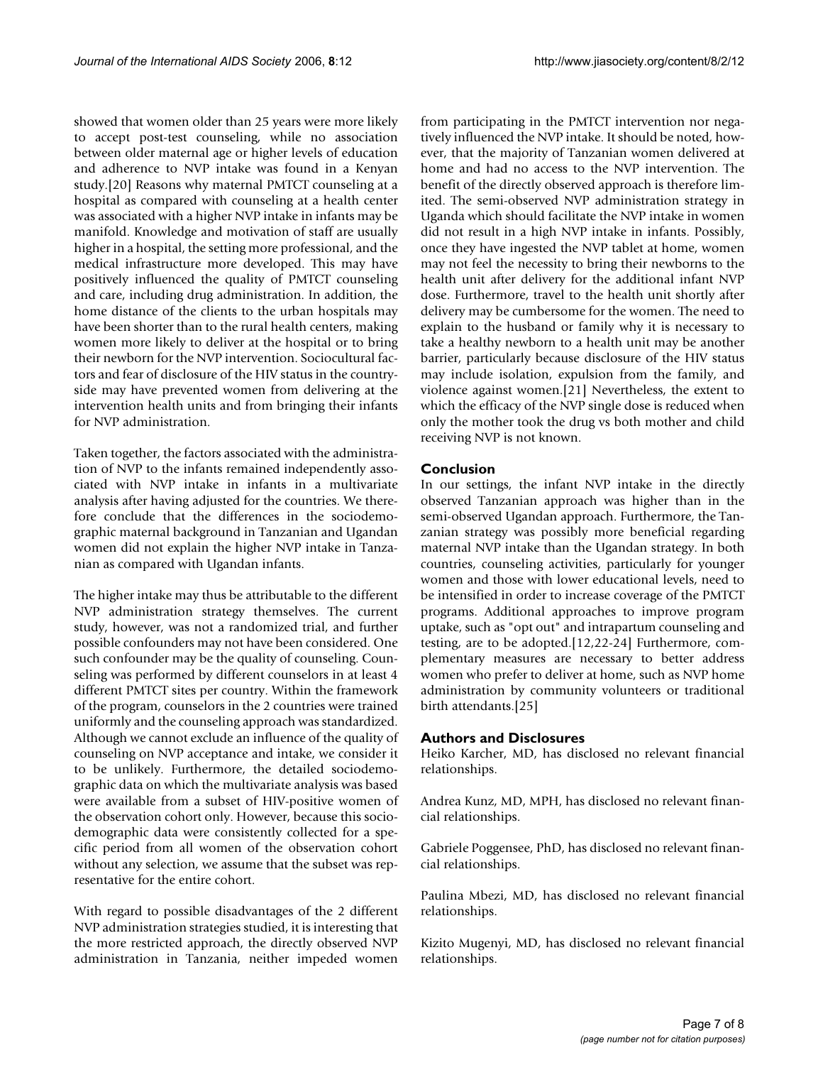showed that women older than 25 years were more likely to accept post-test counseling, while no association between older maternal age or higher levels of education and adherence to NVP intake was found in a Kenyan study.[20] Reasons why maternal PMTCT counseling at a hospital as compared with counseling at a health center was associated with a higher NVP intake in infants may be manifold. Knowledge and motivation of staff are usually higher in a hospital, the setting more professional, and the medical infrastructure more developed. This may have positively influenced the quality of PMTCT counseling and care, including drug administration. In addition, the home distance of the clients to the urban hospitals may have been shorter than to the rural health centers, making women more likely to deliver at the hospital or to bring their newborn for the NVP intervention. Sociocultural factors and fear of disclosure of the HIV status in the countryside may have prevented women from delivering at the intervention health units and from bringing their infants for NVP administration.

Taken together, the factors associated with the administration of NVP to the infants remained independently associated with NVP intake in infants in a multivariate analysis after having adjusted for the countries. We therefore conclude that the differences in the sociodemographic maternal background in Tanzanian and Ugandan women did not explain the higher NVP intake in Tanzanian as compared with Ugandan infants.

The higher intake may thus be attributable to the different NVP administration strategy themselves. The current study, however, was not a randomized trial, and further possible confounders may not have been considered. One such confounder may be the quality of counseling. Counseling was performed by different counselors in at least 4 different PMTCT sites per country. Within the framework of the program, counselors in the 2 countries were trained uniformly and the counseling approach was standardized. Although we cannot exclude an influence of the quality of counseling on NVP acceptance and intake, we consider it to be unlikely. Furthermore, the detailed sociodemographic data on which the multivariate analysis was based were available from a subset of HIV-positive women of the observation cohort only. However, because this sociodemographic data were consistently collected for a specific period from all women of the observation cohort without any selection, we assume that the subset was representative for the entire cohort.

With regard to possible disadvantages of the 2 different NVP administration strategies studied, it is interesting that the more restricted approach, the directly observed NVP administration in Tanzania, neither impeded women from participating in the PMTCT intervention nor negatively influenced the NVP intake. It should be noted, however, that the majority of Tanzanian women delivered at home and had no access to the NVP intervention. The benefit of the directly observed approach is therefore limited. The semi-observed NVP administration strategy in Uganda which should facilitate the NVP intake in women did not result in a high NVP intake in infants. Possibly, once they have ingested the NVP tablet at home, women may not feel the necessity to bring their newborns to the health unit after delivery for the additional infant NVP dose. Furthermore, travel to the health unit shortly after delivery may be cumbersome for the women. The need to explain to the husband or family why it is necessary to take a healthy newborn to a health unit may be another barrier, particularly because disclosure of the HIV status may include isolation, expulsion from the family, and violence against women.[21] Nevertheless, the extent to which the efficacy of the NVP single dose is reduced when only the mother took the drug vs both mother and child receiving NVP is not known.

## Conclusion

In our settings, the infant NVP intake in the directly observed Tanzanian approach was higher than in the semi-observed Ugandan approach. Furthermore, the Tanzanian strategy was possibly more beneficial regarding maternal NVP intake than the Ugandan strategy. In both countries, counseling activities, particularly for younger women and those with lower educational levels, need to be intensified in order to increase coverage of the PMTCT programs. Additional approaches to improve program uptake, such as "opt out" and intrapartum counseling and testing, are to be adopted.[12,22-24] Furthermore, complementary measures are necessary to better address women who prefer to deliver at home, such as NVP home administration by community volunteers or traditional birth attendants.[25]

## Authors and Disclosures

Heiko Karcher, MD, has disclosed no relevant financial relationships.

Andrea Kunz, MD, MPH, has disclosed no relevant financial relationships.

Gabriele Poggensee, PhD, has disclosed no relevant financial relationships.

Paulina Mbezi, MD, has disclosed no relevant financial relationships.

Kizito Mugenyi, MD, has disclosed no relevant financial relationships.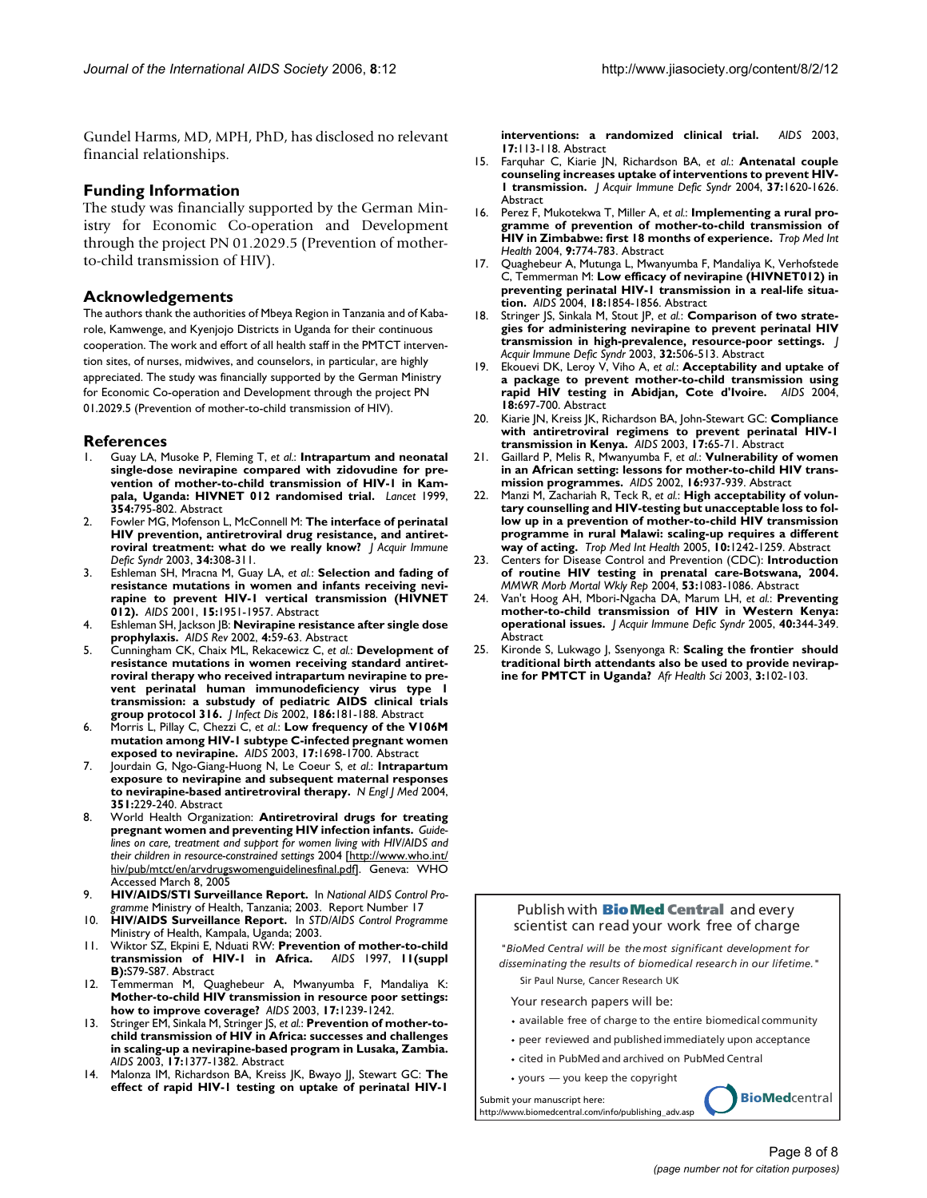Gundel Harms, MD, MPH, PhD, has disclosed no relevant financial relationships.

## Funding Information

The study was financially supported by the German Ministry for Economic Co-operation and Development through the project PN 01.2029.5 (Prevention of mother-to-child transmission of HIV).

## Acknowledgements

The authors thank the authorities of Mbeya Region in Tanzania and of Kabarole, Kamwenge, and Kyenjojo Districts in Uganda for their continuous cooperation. The work and effort of all health staff in the PMTCT intervention sites, of nurses, midwives, and counselors, in particular, are highly appreciated. The study was financially supported by the German Ministry for Economic Co-operation and Development through the project PN 01.2029.5 (Prevention of mother-to-child transmission of HIV).

## References

1. Guay LA, Musoke P, Fleming T, *et al.*: **Intrapartum and neonatal single-dose nevirapine compared with zidovudine for prevention of mother-to-child transmission of HIV-1 in Kampala, Uganda: HIVNET 012 randomised trial.** *Lancet* 1999, **354:**795-802. Abstract
2. Fowler MG, Mofenson L, McConnell M: **The interface of perinatal HIV prevention, antiretroviral drug resistance, and antiretroviral treatment: what do we really know?** *J Acquir Immune Defic Syndr* 2003, **34:**308-311.
3. Eshleman SH, Mracna M, Guay LA, *et al.*: **Selection and fading of resistance mutations in women and infants receiving nevirapine to prevent HIV-1 vertical transmission (HIVNET 012).** *AIDS* 2001, **15:**1951-1957. Abstract
4. Eshleman SH, Jackson JB: **Nevirapine resistance after single dose prophylaxis.** *AIDS Rev* 2002, **4:**59-63. Abstract
5. Cunningham CK, Chaix ML, Rekacewicz C, *et al.*: **Development of resistance mutations in women receiving standard antiretroviral therapy who received intrapartum nevirapine to prevent perinatal human immunodeficiency virus type 1 transmission: a substudy of pediatric AIDS clinical trials group protocol 316.** *J Infect Dis* 2002, **186:**181-188. Abstract
6. Morris L, Pillay C, Chezzi C, *et al.*: **Low frequency of the V106M mutation among HIV-1 subtype C-infected pregnant women exposed to nevirapine.** *AIDS* 2003, **17:**1698-1700. Abstract
7. Jourdain G, Ngo-Giang-Huong N, Le Coeur S, *et al.*: **Intrapartum exposure to nevirapine and subsequent maternal responses to nevirapine-based antiretroviral therapy.** *N Engl J Med* 2004, **351:**229-240. Abstract
8. World Health Organization: **Antiretroviral drugs for treating pregnant women and preventing HIV infection infants.** *Guidelines on care, treatment and support for women living with HIV/AIDS and their children in resource-constrained settings* 2004 [http://www.who.int/hiv/pub/mtct/en/arvdrugswomenguidelinesfinal.pdf]. Geneva: WHO Accessed March 8, 2005
9. **HIV/AIDS/STI Surveillance Report.** In *National AIDS Control Programme* Ministry of Health, Tanzania; 2003. Report Number 17
10. **HIV/AIDS Surveillance Report.** In *STD/AIDS Control Programme* Ministry of Health, Kampala, Uganda; 2003.
11. Wiktor SZ, Ekpini E, Nduati RW: **Prevention of mother-to-child transmission of HIV-1 in Africa.** *AIDS* 1997, **11(suppl B):**S79-S87. Abstract
12. Temmerman M, Quaghebeur A, Mwanyumba F, Mandaliya K: **Mother-to-child HIV transmission in resource poor settings: how to improve coverage?** *AIDS* 2003, **17:**1239-1242.
13. Stringer EM, Sinkala M, Stringer JS, *et al.*: **Prevention of mother-to-child transmission of HIV in Africa: successes and challenges in scaling-up a nevirapine-based program in Lusaka, Zambia.** *AIDS* 2003, **17:**1377-1382. Abstract
14. Malonza IM, Richardson BA, Kreiss JK, Bwayo JJ, Stewart GC: **The effect of rapid HIV-1 testing on uptake of perinatal HIV-1 interventions: a randomized clinical trial.** *AIDS* 2003, **17:**113-118. Abstract
15. Farquhar C, Kiarie JN, Richardson BA, *et al.*: **Antenatal couple counseling increases uptake of interventions to prevent HIV-1 transmission.** *J Acquir Immune Defic Syndr* 2004, **37:**1620-1626. Abstract
16. Perez F, Mukotekwa T, Miller A, *et al.*: **Implementing a rural programme of prevention of mother-to-child transmission of HIV in Zimbabwe: first 18 months of experience.** *Trop Med Int Health* 2004, **9:**774-783. Abstract
17. Quaghebeur A, Mutunga L, Mwanyumba F, Mandaliya K, Verhofstede C, Temmerman M: **Low efficacy of nevirapine (HIVNET012) in preventing perinatal HIV-1 transmission in a real-life situation.** *AIDS* 2004, **18:**1854-1856. Abstract
18. Stringer JS, Sinkala M, Stout JP, *et al.*: **Comparison of two strategies for administering nevirapine to prevent perinatal HIV transmission in high-prevalence, resource-poor settings.** *J Acquir Immune Defic Syndr* 2003, **32:**506-513. Abstract
19. Ekouevi DK, Leroy V, Viho A, *et al.*: **Acceptability and uptake of a package to prevent mother-to-child transmission using rapid HIV testing in Abidjan, Cote d'Ivoire.** *AIDS* 2004, **18:**697-700. Abstract
20. Kiarie JN, Kreiss JK, Richardson BA, John-Stewart GC: **Compliance with antiretroviral regimens to prevent perinatal HIV-1 transmission in Kenya.** *AIDS* 2003, **17:**65-71. Abstract
21. Gaillard P, Melis R, Mwanyumba F, *et al.*: **Vulnerability of women in an African setting: lessons for mother-to-child HIV transmission programmes.** *AIDS* 2002, **16:**937-939. Abstract
22. Manzi M, Zachariah R, Teck R, *et al.*: **High acceptability of voluntary counselling and HIV-testing but unacceptable loss to follow up in a prevention of mother-to-child HIV transmission programme in rural Malawi: scaling-up requires a different way of acting.** *Trop Med Int Health* 2005, **10:**1242-1259. Abstract
23. Centers for Disease Control and Prevention (CDC): **Introduction of routine HIV testing in prenatal care-Botswana, 2004.** *MMWR Morb Mortal Wkly Rep* 2004, **53:**1083-1086. Abstract
24. Van't Hoog AH, Mbori-Ngacha DA, Marum LH, *et al.*: **Preventing mother-to-child transmission of HIV in Western Kenya: operational issues.** *J Acquir Immune Defic Syndr* 2005, **40:**344-349. Abstract
25. Kironde S, Lukwago J, Ssenyonga R: **Scaling the frontier should traditional birth attendants also be used to provide nevirapine for PMTCT in Uganda?** *Afr Health Sci* 2003, **3:**102-103.

Publish with **BioMed Central** and every scientist can read your work free of charge

*"BioMed Central will be the most significant development for disseminating the results of biomedical research in our lifetime."*
Sir Paul Nurse, Cancer Research UK

Your research papers will be:

- available free of charge to the entire biomedical community
- peer reviewed and published immediately upon acceptance
- cited in PubMed and archived on PubMed Central
- yours — you keep the copyright

Submit your manuscript here:
http://www.biomedcentral.com/info/publishing_adv.asp

BioMedcentral